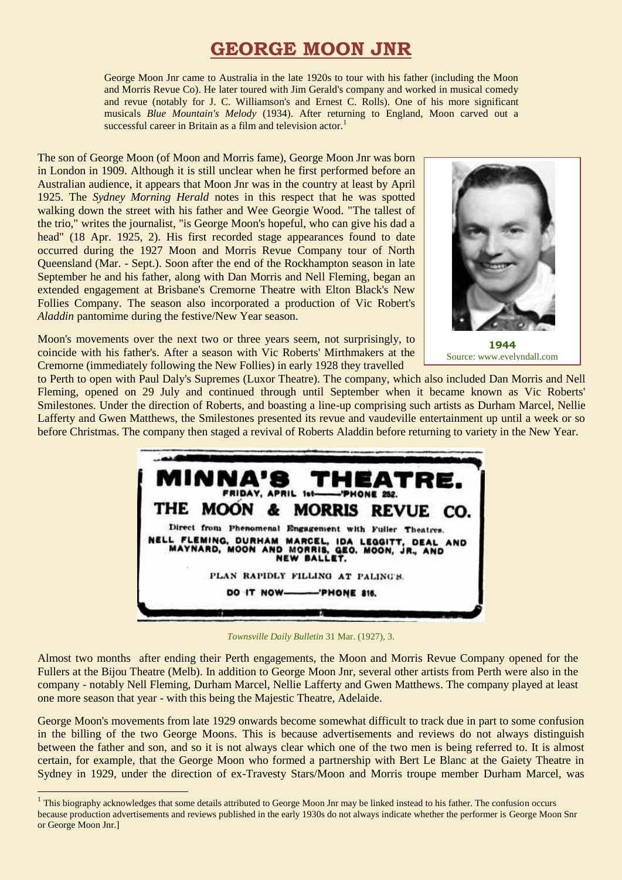# GEORGE MOON JNR

George Moon Jnr came to Australia in the late 1920s to tour with his father (including the Moon and Morris Revue Co). He later toured with Jim Gerald's company and worked in musical comedy and revue (notably for J. C. Williamson's and Ernest C. Rolls). One of his more significant musicals *Blue Mountain's Melody* (1934). After returning to England, Moon carved out a successful career in Britain as a film and television actor.[1]

The son of George Moon (of Moon and Morris fame), George Moon Jnr was born in London in 1909. Although it is still unclear when he first performed before an Australian audience, it appears that Moon Jnr was in the country at least by April 1925. The *Sydney Morning Herald* notes in this respect that he was spotted walking down the street with his father and Wee Georgie Wood. "The tallest of the trio," writes the journalist, "is George Moon's hopeful, who can give his dad a head" (18 Apr. 1925, 2). His first recorded stage appearances found to date occurred during the 1927 Moon and Morris Revue Company tour of North Queensland (Mar. - Sept.). Soon after the end of the Rockhampton season in late September he and his father, along with Dan Morris and Nell Fleming, began an extended engagement at Brisbane's Cremorne Theatre with Elton Black's New Follies Company. The season also incorporated a production of Vic Robert's *Aladdin* pantomime during the festive/New Year season.

**1944**
Source: www.evelyndall.com

Moon's movements over the next two or three years seem, not surprisingly, to coincide with his father's. After a season with Vic Roberts' Mirthmakers at the Cremorne (immediately following the New Follies) in early 1928 they travelled to Perth to open with Paul Daly's Supremes (Luxor Theatre). The company, which also included Dan Morris and Nell Fleming, opened on 29 July and continued through until September when it became known as Vic Roberts' Smilestones. Under the direction of Roberts, and boasting a line-up comprising such artists as Durham Marcel, Nellie Lafferty and Gwen Matthews, the Smilestones presented its revue and vaudeville entertainment up until a week or so before Christmas. The company then staged a revival of Roberts Aladdin before returning to variety in the New Year.

MINNA'S THEATRE.
FRIDAY, APRIL 1st——'PHONE 252.
THE MOON & MORRIS REVUE CO.
Direct from Phenomenal Engagement with Fuller Theatres.
NELL FLEMING, DURHAM MARCEL, IDA LEGGITT, DEAL AND MAYNARD, MOON AND MORRIS, GEO. MOON, JR., AND NEW BALLET.
PLAN RAPIDLY FILLING AT PALING'S.
DO IT NOW———'PHONE 816.

*Townsville Daily Bulletin* 31 Mar. (1927), 3.

Almost two months after ending their Perth engagements, the Moon and Morris Revue Company opened for the Fullers at the Bijou Theatre (Melb). In addition to George Moon Jnr, several other artists from Perth were also in the company - notably Nell Fleming, Durham Marcel, Nellie Lafferty and Gwen Matthews. The company played at least one more season that year - with this being the Majestic Theatre, Adelaide.

George Moon's movements from late 1929 onwards become somewhat difficult to track due in part to some confusion in the billing of the two George Moons. This is because advertisements and reviews do not always distinguish between the father and son, and so it is not always clear which one of the two men is being referred to. It is almost certain, for example, that the George Moon who formed a partnership with Bert Le Blanc at the Gaiety Theatre in Sydney in 1929, under the direction of ex-Travesty Stars/Moon and Morris troupe member Durham Marcel, was

[1] This biography acknowledges that some details attributed to George Moon Jnr may be linked instead to his father. The confusion occurs because production advertisements and reviews published in the early 1930s do not always indicate whether the performer is George Moon Snr or George Moon Jnr.]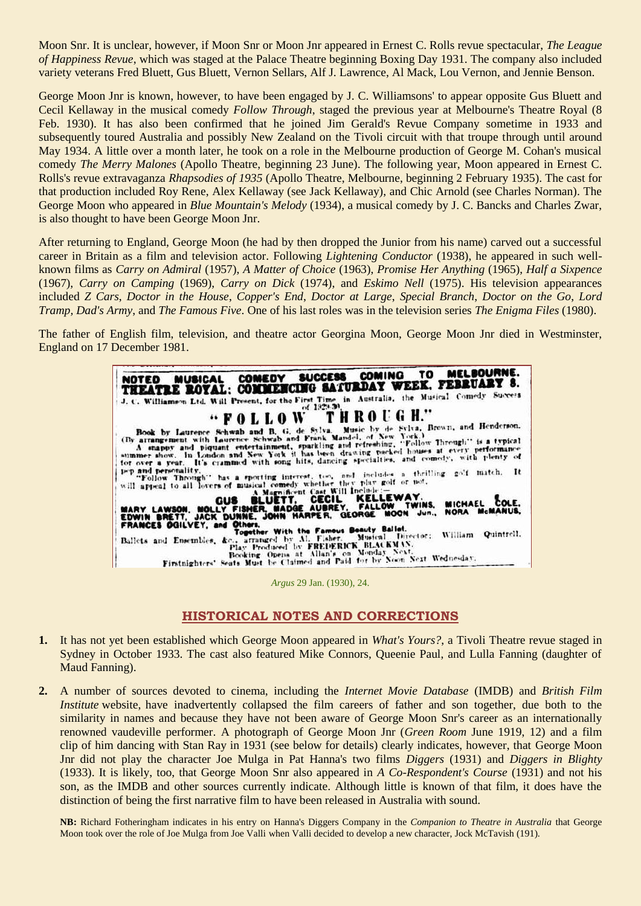Moon Snr. It is unclear, however, if Moon Snr or Moon Jnr appeared in Ernest C. Rolls revue spectacular, *The League of Happiness Revue*, which was staged at the Palace Theatre beginning Boxing Day 1931. The company also included variety veterans Fred Bluett, Gus Bluett, Vernon Sellars, Alf J. Lawrence, Al Mack, Lou Vernon, and Jennie Benson.

George Moon Jnr is known, however, to have been engaged by J. C. Williamsons' to appear opposite Gus Bluett and Cecil Kellaway in the musical comedy *Follow Through*, staged the previous year at Melbourne's Theatre Royal (8 Feb. 1930). It has also been confirmed that he joined Jim Gerald's Revue Company sometime in 1933 and subsequently toured Australia and possibly New Zealand on the Tivoli circuit with that troupe through until around May 1934. A little over a month later, he took on a role in the Melbourne production of George M. Cohan's musical comedy *The Merry Malones* (Apollo Theatre, beginning 23 June). The following year, Moon appeared in Ernest C. Rolls's revue extravaganza *Rhapsodies of 1935* (Apollo Theatre, Melbourne, beginning 2 February 1935). The cast for that production included Roy Rene, Alex Kellaway (see Jack Kellaway), and Chic Arnold (see Charles Norman). The George Moon who appeared in *Blue Mountain's Melody* (1934), a musical comedy by J. C. Bancks and Charles Zwar, is also thought to have been George Moon Jnr.

After returning to England, George Moon (he had by then dropped the Junior from his name) carved out a successful career in Britain as a film and television actor. Following *Lightening Conductor* (1938), he appeared in such well-known films as *Carry on Admiral* (1957), *A Matter of Choice* (1963), *Promise Her Anything* (1965), *Half a Sixpence* (1967), *Carry on Camping* (1969), *Carry on Dick* (1974), and *Eskimo Nell* (1975). His television appearances included *Z Cars*, *Doctor in the House*, *Copper's End*, *Doctor at Large*, *Special Branch*, *Doctor on the Go*, *Lord Tramp, Dad's Army*, and *The Famous Five*. One of his last roles was in the television series *The Enigma Files* (1980).

The father of English film, television, and theatre actor Georgina Moon, George Moon Jnr died in Westminster, England on 17 December 1981.

> **NOTED MUSICAL COMEDY SUCCESS COMING TO MELBOURNE.**
> **THEATRE ROYAL: COMMENCING SATURDAY WEEK, FEBRUARY 8.**
> J. C. Williamson Ltd. Will Present, for the First Time in Australia, the Musical Comedy Success of 1929-30,
> **"FOLLOW THROUGH."**
> Book by Laurence Schwab and B. G. de Sylva. Music by de Sylva, Brown, and Henderson. (By arrangement with Laurence Schwab and Frank Mandel, of New York.)
> A snappy and piquant entertainment, sparkling and refreshing. "Follow Through" is a typical summer show. In London and New York it has been drawing packed houses at every performance for over a year. It's crammed with song hits, dancing specialties, and comedy, with plenty of pep and personality.
> "Follow Through" has a sporting interest, too, and includes a thrilling golf match. It will appeal to all lovers of musical comedy whether they play golf or not.
> A Magnificent Cast Will Include:—
> **GUS BLUETT, CECIL KELLEWAY, MARY LAWSON, MOLLY FISHER, MADGE AUBREY, FALLOW TWINS, MICHAEL COLE, EDWIN BRETT, JACK DUNNE, JOHN HARPER, GEORGE MOON Jun., NORA McMANUS, FRANCES OGILVEY, and Others,**
> Together With the Famous Beauty Ballet.
> Ballets and Ensembles, &c., arranged by Al. Fisher. Musical Director: William Quintrell.
> Play Produced by FREDERICK BLACKMAN.
> Booking Opens at Allan's on Monday Next.
> Firstnighters' Seats Must be Claimed and Paid for by Noon Next Wednesday.

*Argus* 29 Jan. (1930), 24.

## HISTORICAL NOTES AND CORRECTIONS

1. It has not yet been established which George Moon appeared in *What's Yours?*, a Tivoli Theatre revue staged in Sydney in October 1933. The cast also featured Mike Connors, Queenie Paul, and Lulla Fanning (daughter of Maud Fanning).

2. A number of sources devoted to cinema, including the *Internet Movie Database* (IMDB) and *British Film Institute* website, have inadvertently collapsed the film careers of father and son together, due both to the similarity in names and because they have not been aware of George Moon Snr's career as an internationally renowned vaudeville performer. A photograph of George Moon Jnr (*Green Room* June 1919, 12) and a film clip of him dancing with Stan Ray in 1931 (see below for details) clearly indicates, however, that George Moon Jnr did not play the character Joe Mulga in Pat Hanna's two films *Diggers* (1931) and *Diggers in Blighty* (1933). It is likely, too, that George Moon Snr also appeared in *A Co-Respondent's Course* (1931) and not his son, as the IMDB and other sources currently indicate. Although little is known of that film, it does have the distinction of being the first narrative film to have been released in Australia with sound.

**NB:** Richard Fotheringham indicates in his entry on Hanna's Diggers Company in the *Companion to Theatre in Australia* that George Moon took over the role of Joe Mulga from Joe Valli when Valli decided to develop a new character, Jock McTavish (191).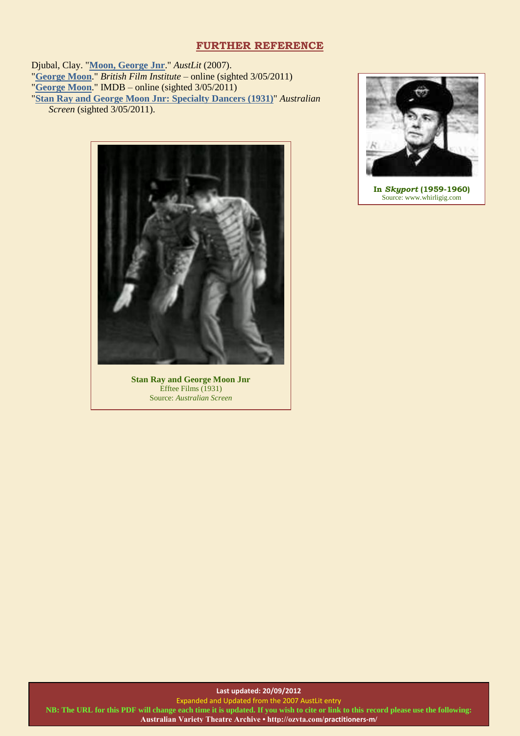## FURTHER REFERENCE

Djubal, Clay. "**Moon, George Jnr**." *AustLit* (2007).
"**George Moon**." *British Film Institute* – online (sighted 3/05/2011)
"**George Moon**." IMDB – online (sighted 3/05/2011)
"**Stan Ray and George Moon Jnr: Specialty Dancers (1931)**" *Australian Screen* (sighted 3/05/2011).

**In *Skyport* (1959-1960)**
Source: www.whirligig.com

**Stan Ray and George Moon Jnr**
Efftee Films (1931)
Source: *Australian Screen*

**Last updated: 20/09/2012**
Expanded and Updated from the 2007 AustLit entry
**NB: The URL for this PDF will change each time it is updated. If you wish to cite or link to this record please use the following:**
**Australian Variety Theatre Archive • http://ozvta.com/practitioners-m/**